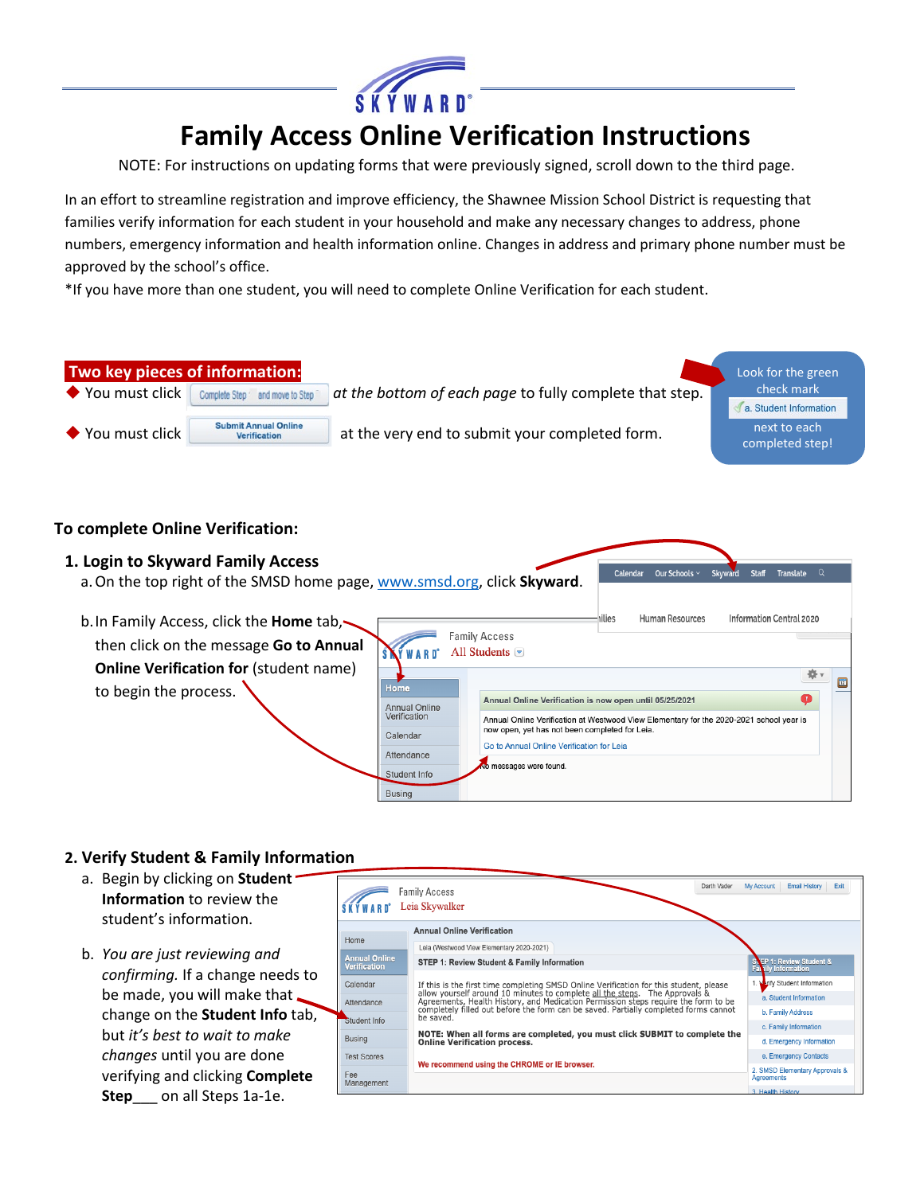# Family Access Online Verification Instructions

NOTE: For instructions on updating forms that were previously signed, scroll down to the third page.

In an effort to streamline registration and improve efficiency, the Shawnee Mission School District is requesting that families verify information for each student in your household and make any necessary changes to address, phone numbers, emergency information and health information online. Changes in address and primary phone number must be approved by the school's office.

*If you have more than one student, you will need to complete Online Verification for each student.

**Two key pieces of information:**

- You must click **Complete Step and move to Step** *at the bottom of each page* to fully complete that step.
- You must click **Submit Annual Online Verification** at the very end to submit your completed form.

Look for the green check mark ✓ a. Student Information next to each completed step!

## To complete Online Verification:

### 1. Login to Skyward Family Access

a. On the top right of the SMSD home page, www.smsd.org, click **Skyward**.

b. In Family Access, click the **Home** tab, then click on the message **Go to Annual Online Verification for** (student name) to begin the process.

### 2. Verify Student & Family Information

a. Begin by clicking on **Student Information** to review the student's information.

b. *You are just reviewing and confirming.* If a change needs to be made, you will make that change on the **Student Info** tab, but *it's best to wait to make changes* until you are done verifying and clicking **Complete Step___** on all Steps 1a-1e.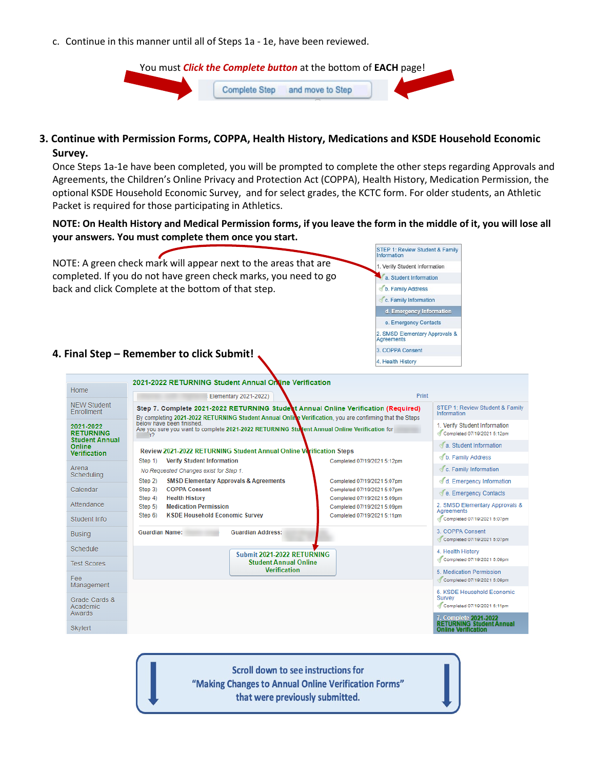c. Continue in this manner until all of Steps 1a - 1e, have been reviewed.

You must ***Click the Complete button*** at the bottom of **EACH** page!

Complete Step and move to Step

## 3. Continue with Permission Forms, COPPA, Health History, Medications and KSDE Household Economic Survey.

Once Steps 1a-1e have been completed, you will be prompted to complete the other steps regarding Approvals and Agreements, the Children's Online Privacy and Protection Act (COPPA), Health History, Medication Permission, the optional KSDE Household Economic Survey, and for select grades, the KCTC form. For older students, an Athletic Packet is required for those participating in Athletics.

**NOTE: On Health History and Medical Permission forms, if you leave the form in the middle of it, you will lose all your answers. You must complete them once you start.**

NOTE: A green check mark will appear next to the areas that are completed. If you do not have green check marks, you need to go back and click Complete at the bottom of that step.

STEP 1: Review Student & Family Information
1. Verify Student Information
a. Student Information
b. Family Address
c. Family Information
d. Emergency Information
e. Emergency Contacts
2. SMSD Elementary Approvals & Agreements
3. COPPA Consent
4. Health History

## 4. Final Step – Remember to click Submit!

2021-2022 RETURNING Student Annual Online Verification

Home
NEW Student Enrollment
2021-2022 RETURNING Student Annual Online Verification
Arena Scheduling
Calendar
Attendance
Student Info
Busing
Schedule
Test Scores
Fee Management
Grade Cards & Academic Awards
Skyleri

Elementary 2021-2022) Print

**Step 7. Complete 2021-2022 RETURNING Student Annual Online Verification (Required)**

By completing 2021-2022 RETURNING Student Annual Online Verification, you are confirming that the Steps below have been finished.
Are you sure you want to complete 2021-2022 RETURNING Student Annual Online Verification for ?

Review 2021-2022 RETURNING Student Annual Online Verification Steps

| Step | | Completed |
|---|---|---|
| Step 1) | Verify Student Information | Completed 07/19/2021 5:12pm |
| | *No Requested Changes exist for Step 1.* | |
| Step 2) | SMSD Elementary Approvals & Agreements | Completed 07/19/2021 5:07pm |
| Step 3) | COPPA Consent | Completed 07/19/2021 5:07pm |
| Step 4) | Health History | Completed 07/19/2021 5:09pm |
| Step 5) | Medication Permission | Completed 07/19/2021 5:09pm |
| Step 6) | KSDE Household Economic Survey | Completed 07/19/2021 5:11pm |

Guardian Name: Guardian Address:

Submit 2021-2022 RETURNING Student Annual Online Verification

STEP 1: Review Student & Family Information
1. Verify Student Information — Completed 07/19/2021 5:12pm
a. Student Information
b. Family Address
c. Family Information
d. Emergency Information
e. Emergency Contacts
2. SMSD Elementary Approvals & Agreements — Completed 07/19/2021 5:07pm
3. COPPA Consent — Completed 07/19/2021 5:07pm
4. Health History — Completed 07/19/2021 5:09pm
5. Medication Permission — Completed 07/19/2021 5:09pm
6. KSDE Household Economic Survey — Completed 07/19/2021 5:11pm
7. Complete 2021-2022 RETURNING Student Annual Online Verification

Scroll down to see instructions for "Making Changes to Annual Online Verification Forms" that were previously submitted.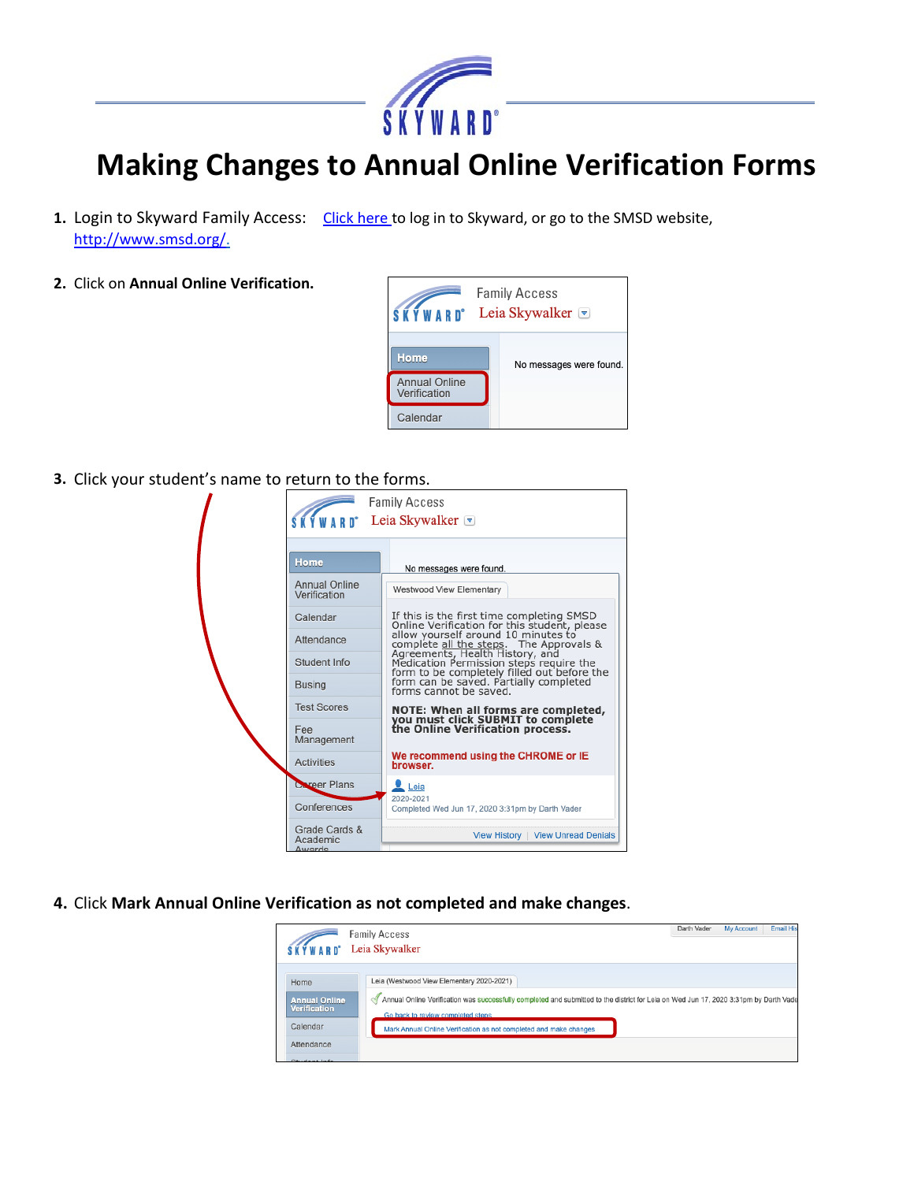# Making Changes to Annual Online Verification Forms

1. Login to Skyward Family Access: [Click here](#) to log in to Skyward, or go to the SMSD website, [http://www.smsd.org/.](http://www.smsd.org/)

2. Click on **Annual Online Verification.**

3. Click your student's name to return to the forms.

4. Click **Mark Annual Online Verification as not completed and make changes**.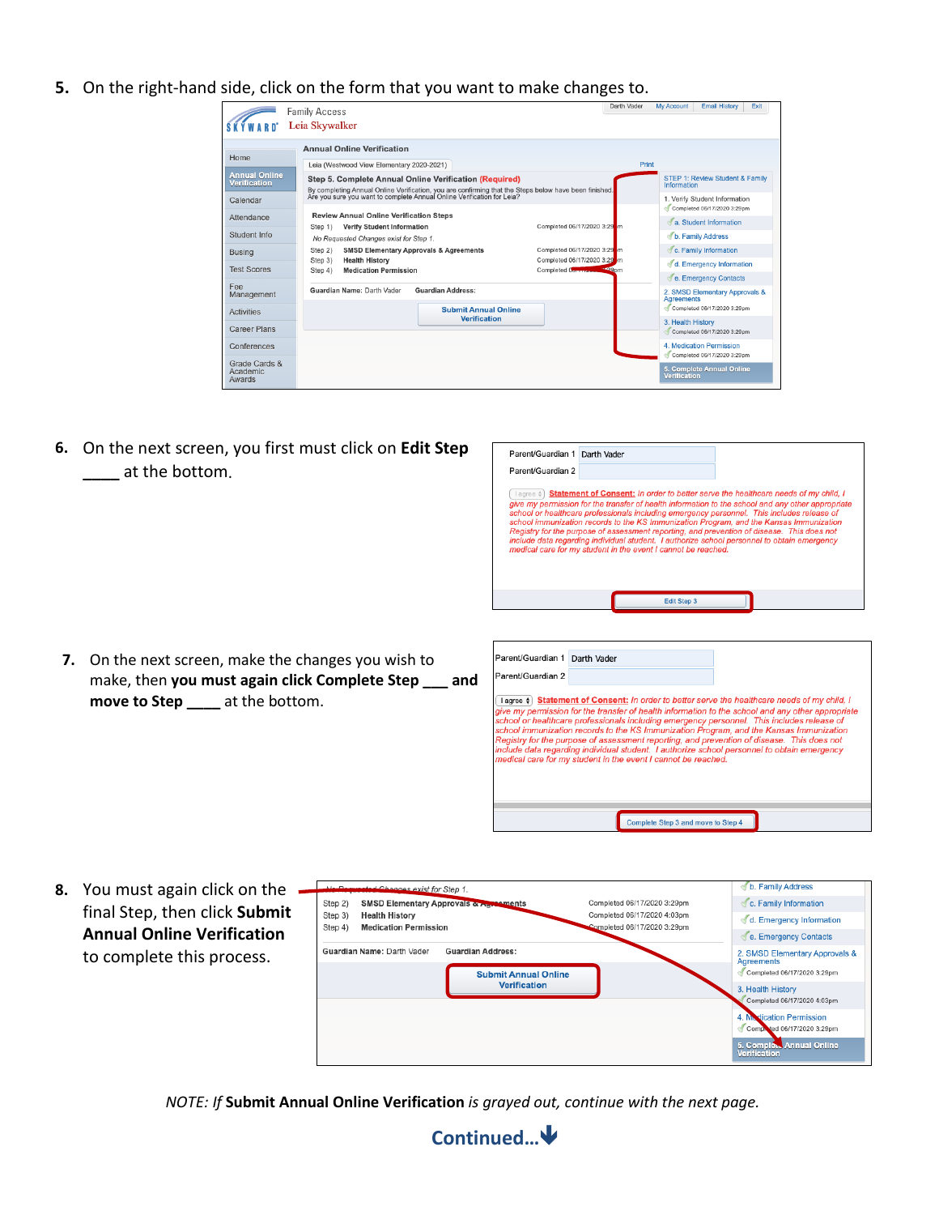5. On the right-hand side, click on the form that you want to make changes to.

6. On the next screen, you first must click on **Edit Step ____** at the bottom.

7. On the next screen, make the changes you wish to make, then **you must again click Complete Step ___ and move to Step ____** at the bottom.

8. You must again click on the final Step, then click **Submit Annual Online Verification** to complete this process.

*NOTE: If* **Submit Annual Online Verification** *is grayed out, continue with the next page.*

**Continued...**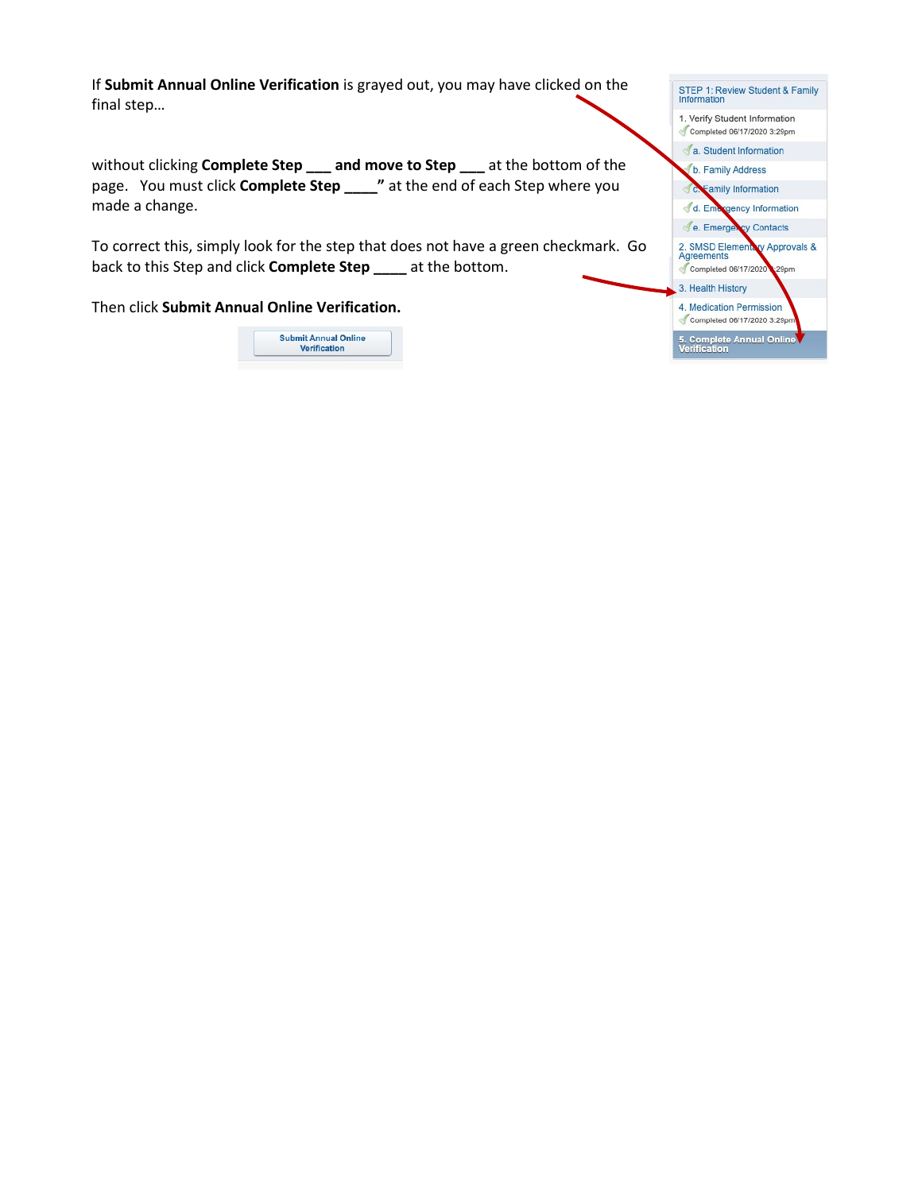If **Submit Annual Online Verification** is grayed out, you may have clicked on the final step…

without clicking **Complete Step ___ and move to Step ___** at the bottom of the page. You must click **Complete Step ____"** at the end of each Step where you made a change.

To correct this, simply look for the step that does not have a green checkmark. Go back to this Step and click **Complete Step ____** at the bottom.

Then click **Submit Annual Online Verification.**

Submit Annual Online Verification

STEP 1: Review Student & Family Information

1. Verify Student Information
Completed 06/17/2020 3:29pm

a. Student Information

b. Family Address

c. Family Information

d. Emergency Information

e. Emergency Contacts

2. SMSD Elementary Approvals & Agreements
Completed 06/17/2020 3:29pm

3. Health History

4. Medication Permission
Completed 06/17/2020 3:29pm

5. Complete Annual Online Verification